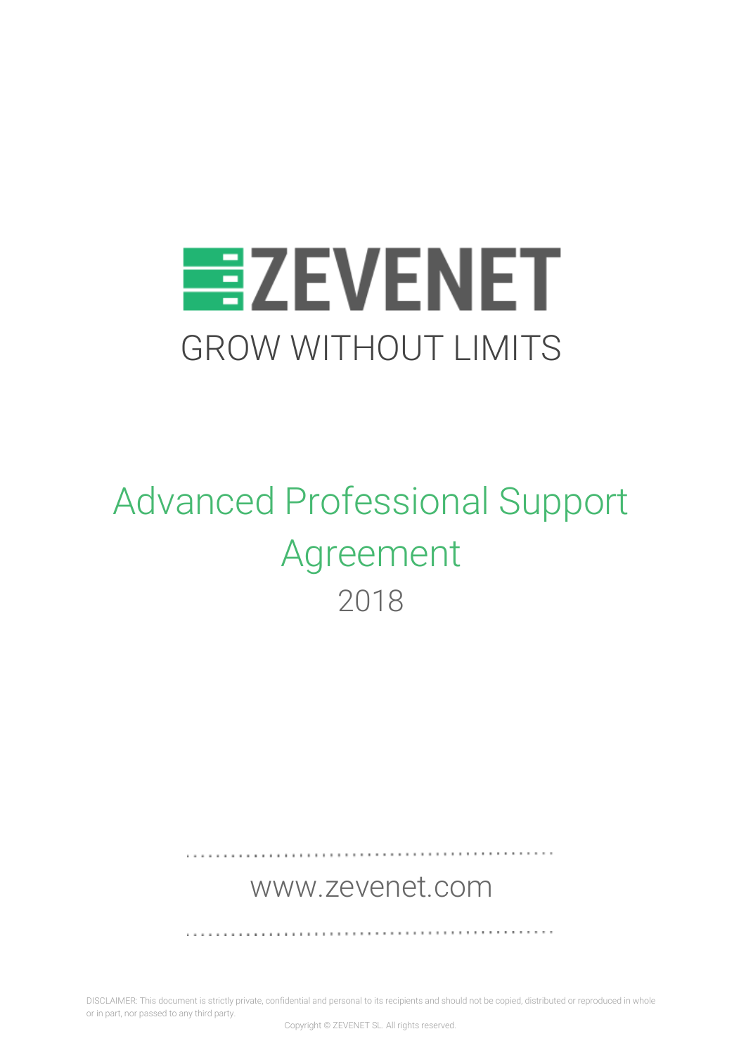# ZEVENET

GROW WITHOUT LIMITS

# Advanced Professional Support Agreement

2018

www.zevenet.com

DISCLAIMER: This document is strictly private, confidential and personal to its recipients and should not be copied, distributed or reproduced in whole or in part, nor passed to any third party.

Copyright © ZEVENET SL. All rights reserved.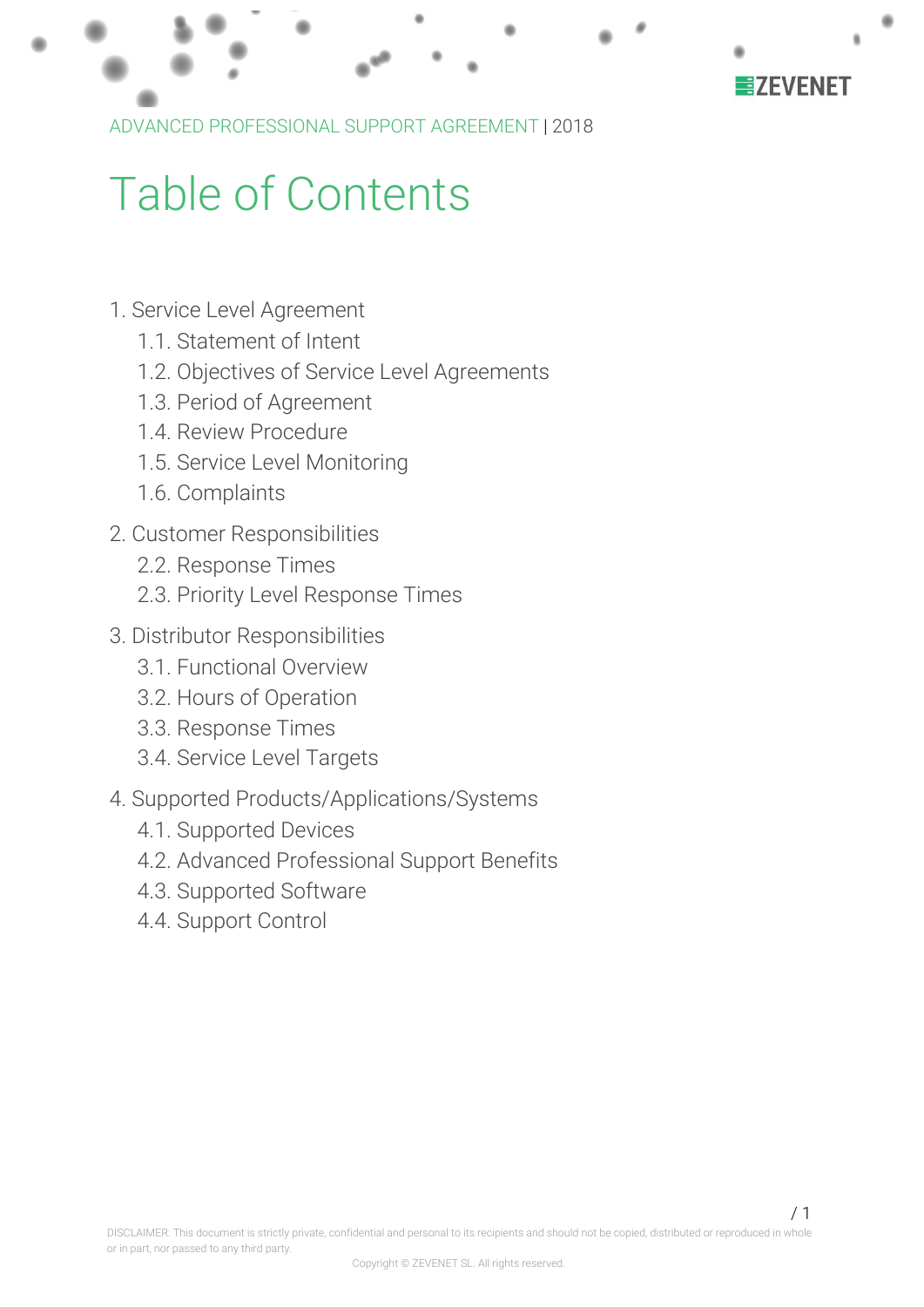# Table of Contents

1. Service Level Agreement
    - 1.1. Statement of Intent
    - 1.2. Objectives of Service Level Agreements
    - 1.3. Period of Agreement
    - 1.4. Review Procedure
    - 1.5. Service Level Monitoring
    - 1.6. Complaints
2. Customer Responsibilities
    - 2.2. Response Times
    - 2.3. Priority Level Response Times
3. Distributor Responsibilities
    - 3.1. Functional Overview
    - 3.2. Hours of Operation
    - 3.3. Response Times
    - 3.4. Service Level Targets
4. Supported Products/Applications/Systems
    - 4.1. Supported Devices
    - 4.2. Advanced Professional Support Benefits
    - 4.3. Supported Software
    - 4.4. Support Control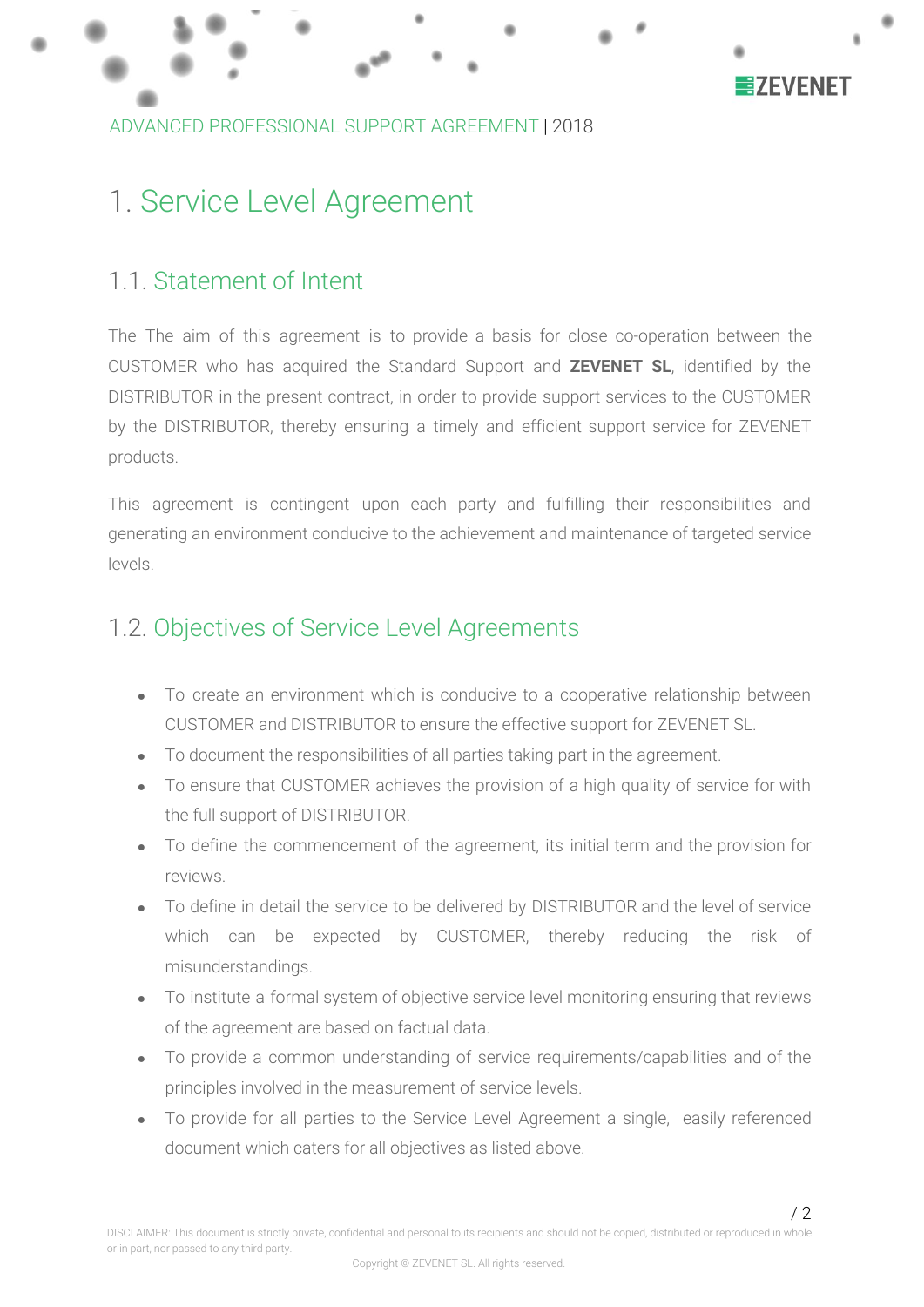# 1. Service Level Agreement

## 1.1. Statement of Intent

The The aim of this agreement is to provide a basis for close co-operation between the CUSTOMER who has acquired the Standard Support and **ZEVENET SL**, identified by the DISTRIBUTOR in the present contract, in order to provide support services to the CUSTOMER by the DISTRIBUTOR, thereby ensuring a timely and efficient support service for ZEVENET products.

This agreement is contingent upon each party and fulfilling their responsibilities and generating an environment conducive to the achievement and maintenance of targeted service levels.

## 1.2. Objectives of Service Level Agreements

- To create an environment which is conducive to a cooperative relationship between CUSTOMER and DISTRIBUTOR to ensure the effective support for ZEVENET SL.
- To document the responsibilities of all parties taking part in the agreement.
- To ensure that CUSTOMER achieves the provision of a high quality of service for with the full support of DISTRIBUTOR.
- To define the commencement of the agreement, its initial term and the provision for reviews.
- To define in detail the service to be delivered by DISTRIBUTOR and the level of service which can be expected by CUSTOMER, thereby reducing the risk of misunderstandings.
- To institute a formal system of objective service level monitoring ensuring that reviews of the agreement are based on factual data.
- To provide a common understanding of service requirements/capabilities and of the principles involved in the measurement of service levels.
- To provide for all parties to the Service Level Agreement a single, easily referenced document which caters for all objectives as listed above.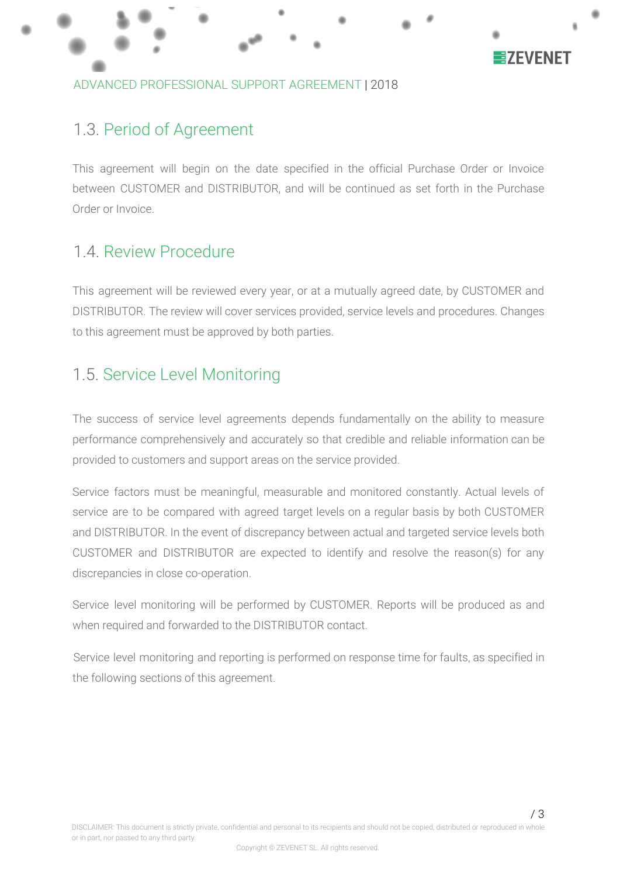## 1.3. Period of Agreement

This agreement will begin on the date specified in the official Purchase Order or Invoice between CUSTOMER and DISTRIBUTOR, and will be continued as set forth in the Purchase Order or Invoice.

## 1.4. Review Procedure

This agreement will be reviewed every year, or at a mutually agreed date, by CUSTOMER and DISTRIBUTOR. The review will cover services provided, service levels and procedures. Changes to this agreement must be approved by both parties.

## 1.5. Service Level Monitoring

The success of service level agreements depends fundamentally on the ability to measure performance comprehensively and accurately so that credible and reliable information can be provided to customers and support areas on the service provided.

Service factors must be meaningful, measurable and monitored constantly. Actual levels of service are to be compared with agreed target levels on a regular basis by both CUSTOMER and DISTRIBUTOR. In the event of discrepancy between actual and targeted service levels both CUSTOMER and DISTRIBUTOR are expected to identify and resolve the reason(s) for any discrepancies in close co-operation.

Service level monitoring will be performed by CUSTOMER. Reports will be produced as and when required and forwarded to the DISTRIBUTOR contact.

Service level monitoring and reporting is performed on response time for faults, as specified in the following sections of this agreement.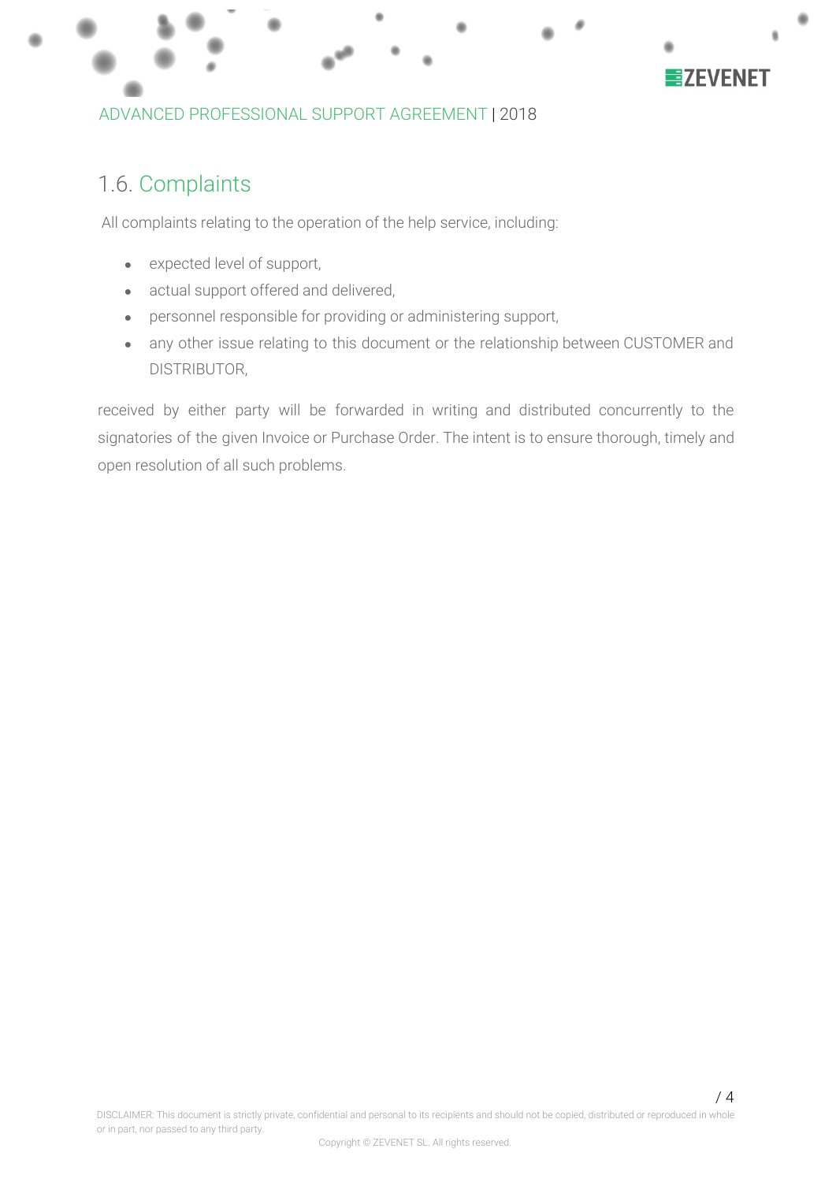## 1.6. Complaints

All complaints relating to the operation of the help service, including:

- expected level of support,
- actual support offered and delivered,
- personnel responsible for providing or administering support,
- any other issue relating to this document or the relationship between CUSTOMER and DISTRIBUTOR,

received by either party will be forwarded in writing and distributed concurrently to the signatories of the given Invoice or Purchase Order. The intent is to ensure thorough, timely and open resolution of all such problems.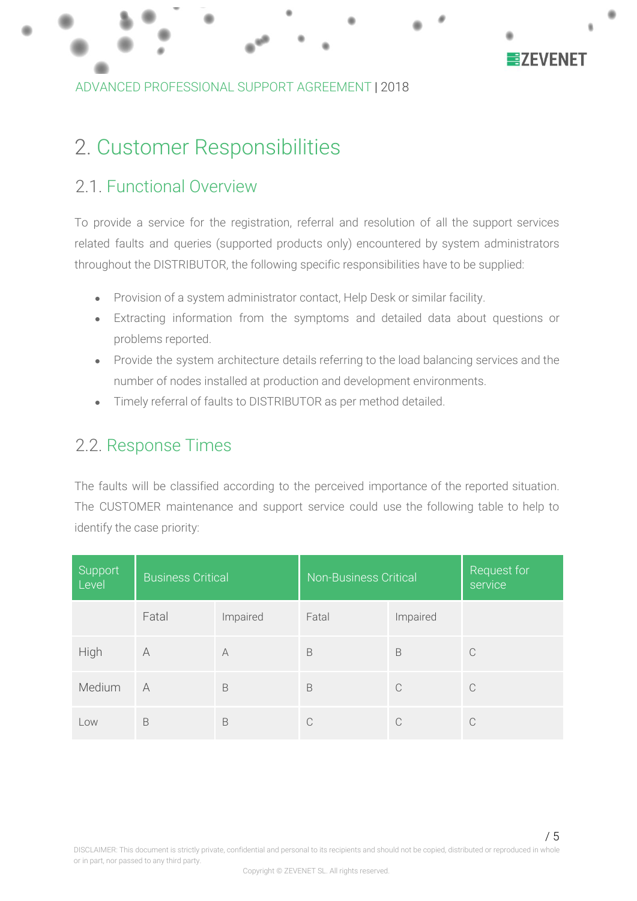# 2. Customer Responsibilities

## 2.1. Functional Overview

To provide a service for the registration, referral and resolution of all the support services related faults and queries (supported products only) encountered by system administrators throughout the DISTRIBUTOR, the following specific responsibilities have to be supplied:

- Provision of a system administrator contact, Help Desk or similar facility.
- Extracting information from the symptoms and detailed data about questions or problems reported.
- Provide the system architecture details referring to the load balancing services and the number of nodes installed at production and development environments.
- Timely referral of faults to DISTRIBUTOR as per method detailed.

## 2.2. Response Times

The faults will be classified according to the perceived importance of the reported situation. The CUSTOMER maintenance and support service could use the following table to help to identify the case priority:

| Support Level | Business Critical | | Non-Business Critical | | Request for service |
|---|---|---|---|---|---|
| | Fatal | Impaired | Fatal | Impaired | |
| High | A | A | B | B | C |
| Medium | A | B | B | C | C |
| Low | B | B | C | C | C |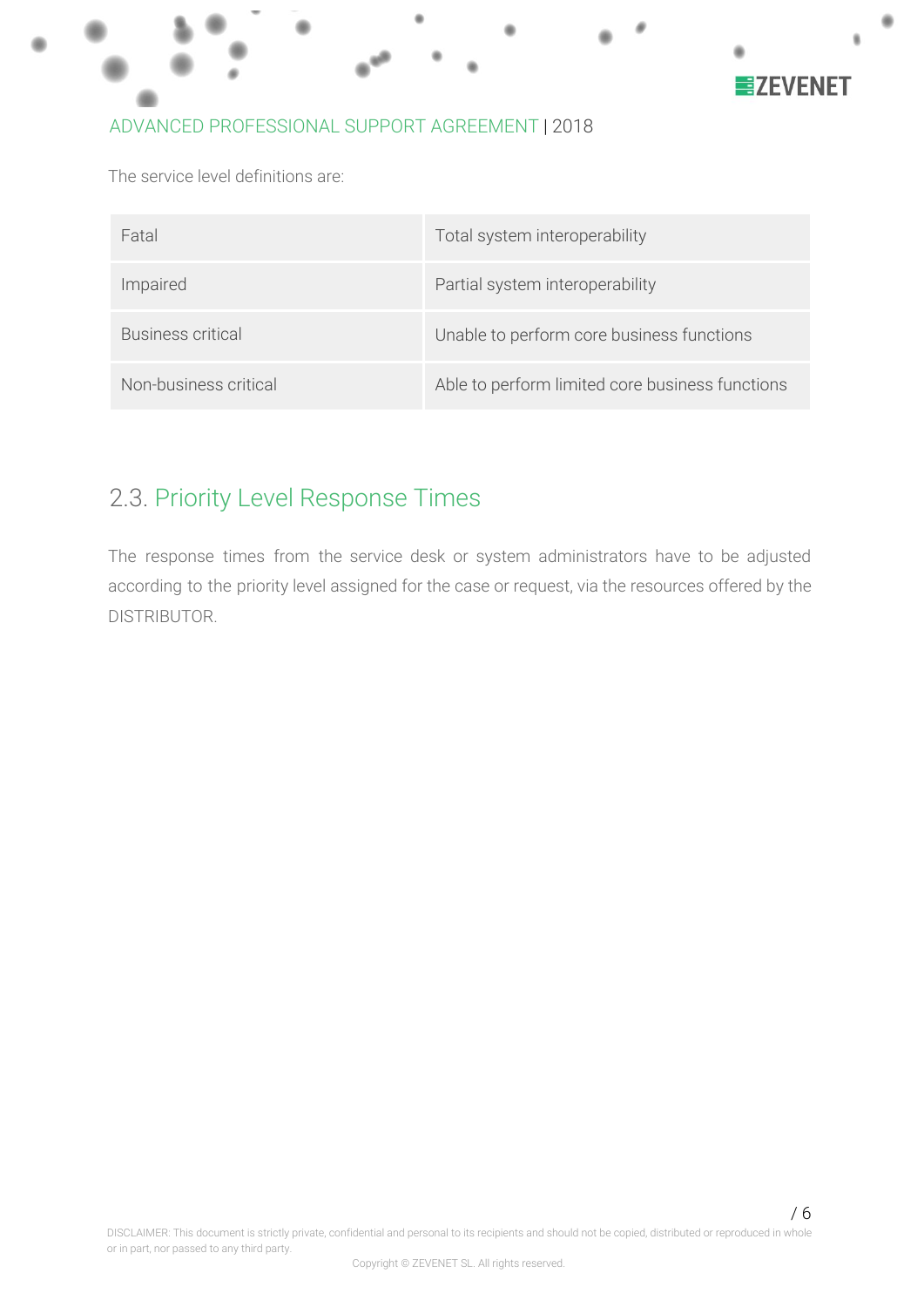The service level definitions are:

| | |
|---|---|
| Fatal | Total system interoperability |
| Impaired | Partial system interoperability |
| Business critical | Unable to perform core business functions |
| Non-business critical | Able to perform limited core business functions |

## 2.3. Priority Level Response Times

The response times from the service desk or system administrators have to be adjusted according to the priority level assigned for the case or request, via the resources offered by the DISTRIBUTOR.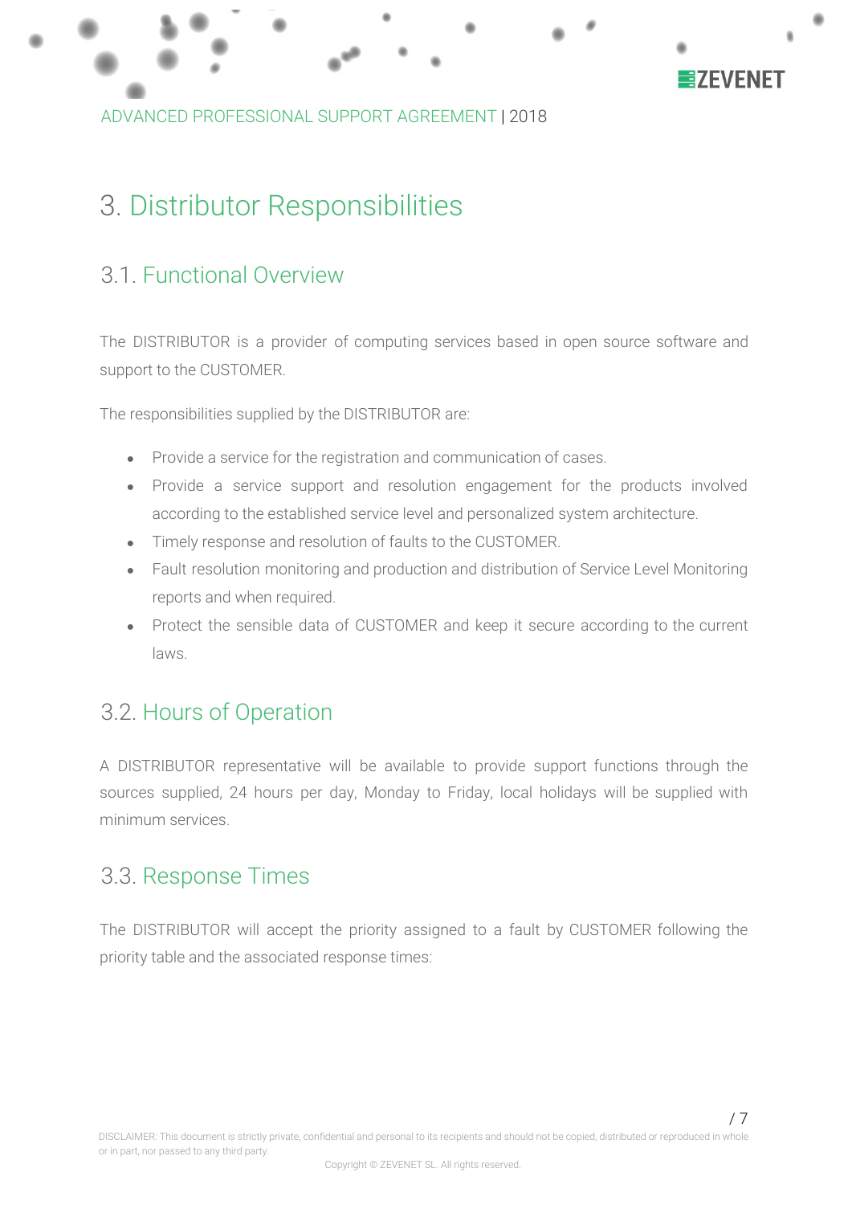# 3. Distributor Responsibilities

## 3.1. Functional Overview

The DISTRIBUTOR is a provider of computing services based in open source software and support to the CUSTOMER.

The responsibilities supplied by the DISTRIBUTOR are:

- Provide a service for the registration and communication of cases.
- Provide a service support and resolution engagement for the products involved according to the established service level and personalized system architecture.
- Timely response and resolution of faults to the CUSTOMER.
- Fault resolution monitoring and production and distribution of Service Level Monitoring reports and when required.
- Protect the sensible data of CUSTOMER and keep it secure according to the current laws.

## 3.2. Hours of Operation

A DISTRIBUTOR representative will be available to provide support functions through the sources supplied, 24 hours per day, Monday to Friday, local holidays will be supplied with minimum services.

## 3.3. Response Times

The DISTRIBUTOR will accept the priority assigned to a fault by CUSTOMER following the priority table and the associated response times: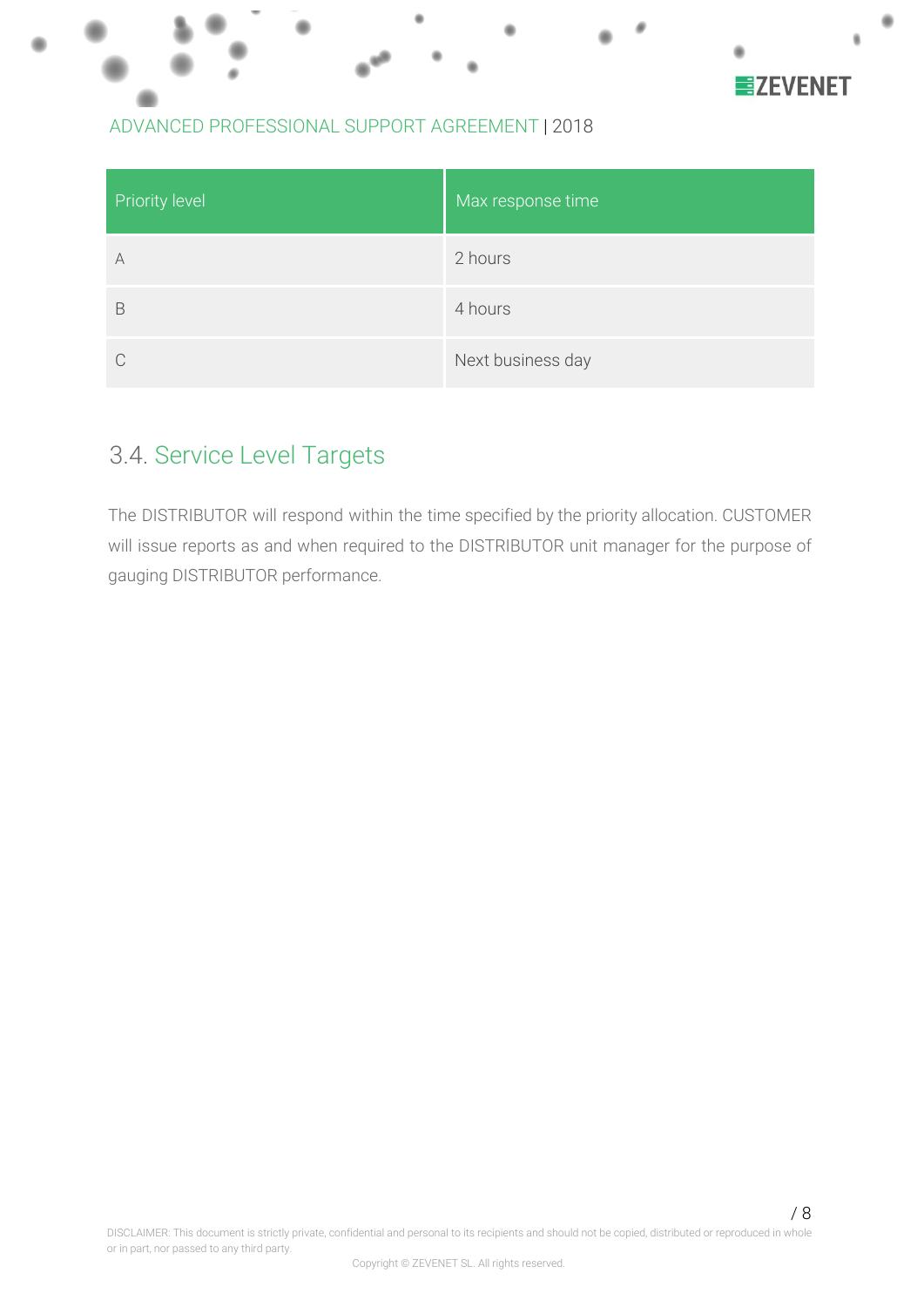| Priority level | Max response time |
| --- | --- |
| A | 2 hours |
| B | 4 hours |
| C | Next business day |

## 3.4. Service Level Targets

The DISTRIBUTOR will respond within the time specified by the priority allocation. CUSTOMER will issue reports as and when required to the DISTRIBUTOR unit manager for the purpose of gauging DISTRIBUTOR performance.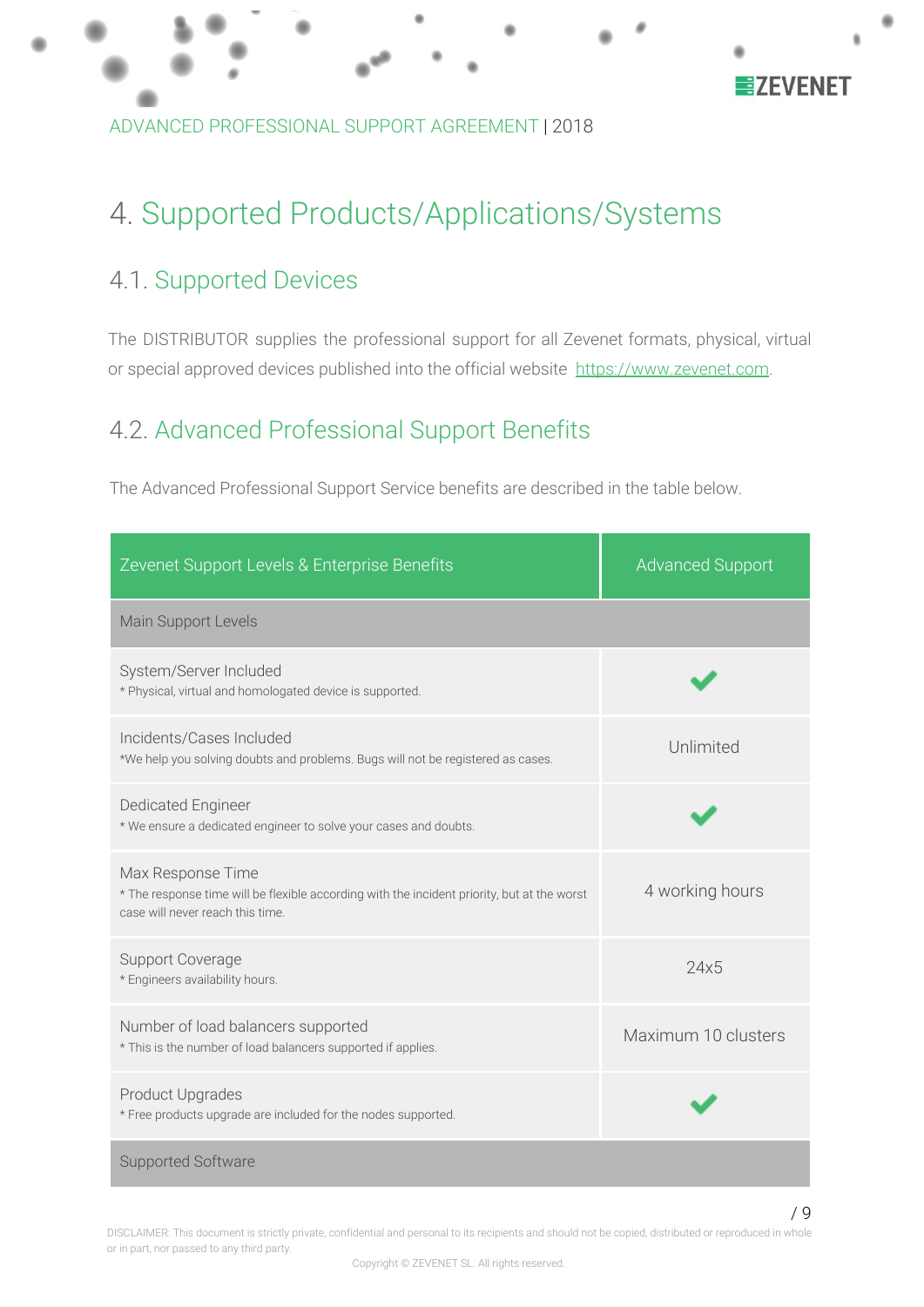# 4. Supported Products/Applications/Systems

## 4.1. Supported Devices

The DISTRIBUTOR supplies the professional support for all Zevenet formats, physical, virtual or special approved devices published into the official website https://www.zevenet.com.

## 4.2. Advanced Professional Support Benefits

The Advanced Professional Support Service benefits are described in the table below.

| Zevenet Support Levels & Enterprise Benefits | Advanced Support |
|---|---|
| **Main Support Levels** | |
| System/Server Included<br>* Physical, virtual and homologated device is supported. | ✔ |
| Incidents/Cases Included<br>*We help you solving doubts and problems. Bugs will not be registered as cases. | Unlimited |
| Dedicated Engineer<br>* We ensure a dedicated engineer to solve your cases and doubts. | ✔ |
| Max Response Time<br>* The response time will be flexible according with the incident priority, but at the worst case will never reach this time. | 4 working hours |
| Support Coverage<br>* Engineers availability hours. | 24x5 |
| Number of load balancers supported<br>* This is the number of load balancers supported if applies. | Maximum 10 clusters |
| Product Upgrades<br>* Free products upgrade are included for the nodes supported. | ✔ |
| **Supported Software** | |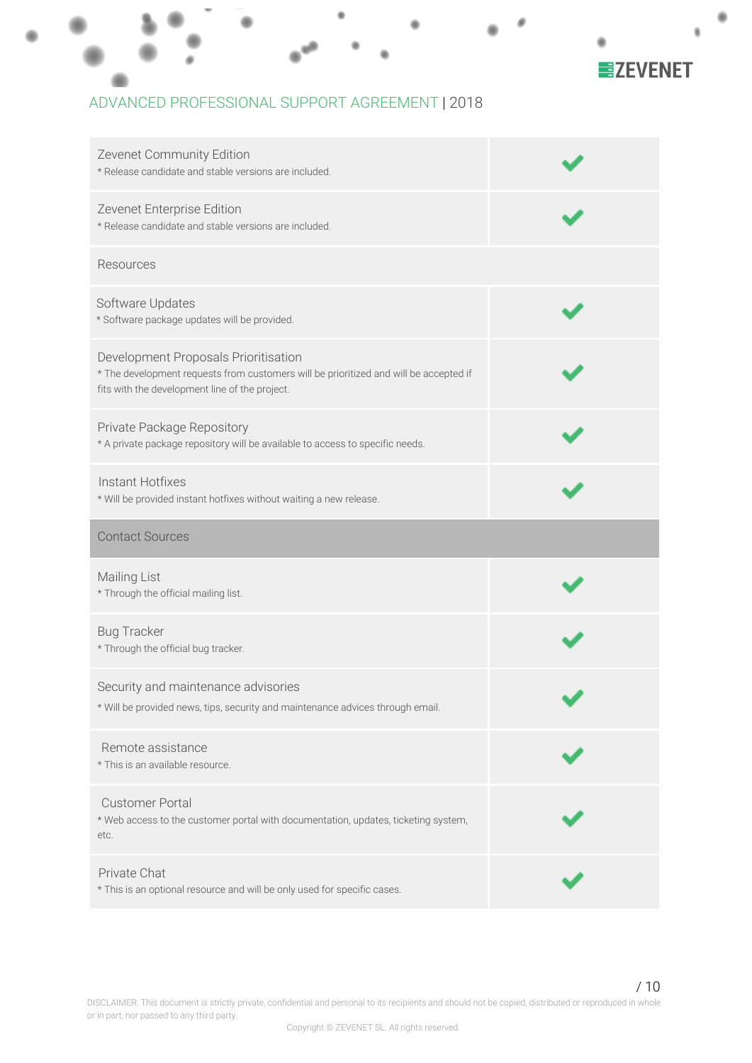ADVANCED PROFESSIONAL SUPPORT AGREEMENT | 2018

| Feature | Included |
| --- | --- |
| Zevenet Community Edition<br>* Release candidate and stable versions are included. | ✔ |
| Zevenet Enterprise Edition<br>* Release candidate and stable versions are included. | ✔ |
| Resources | |
| Software Updates<br>* Software package updates will be provided. | ✔ |
| Development Proposals Prioritisation<br>* The development requests from customers will be prioritized and will be accepted if fits with the development line of the project. | ✔ |
| Private Package Repository<br>* A private package repository will be available to access to specific needs. | ✔ |
| Instant Hotfixes<br>* Will be provided instant hotfixes without waiting a new release. | ✔ |
| Contact Sources | |
| Mailing List<br>* Through the official mailing list. | ✔ |
| Bug Tracker<br>* Through the official bug tracker. | ✔ |
| Security and maintenance advisories<br>* Will be provided news, tips, security and maintenance advices through email. | ✔ |
| Remote assistance<br>* This is an available resource. | ✔ |
| Customer Portal<br>* Web access to the customer portal with documentation, updates, ticketing system, etc. | ✔ |
| Private Chat<br>* This is an optional resource and will be only used for specific cases. | ✔ |

DISCLAIMER: This document is strictly private, confidential and personal to its recipients and should not be copied, distributed or reproduced in whole or in part, nor passed to any third party.

Copyright © ZEVENET SL. All rights reserved.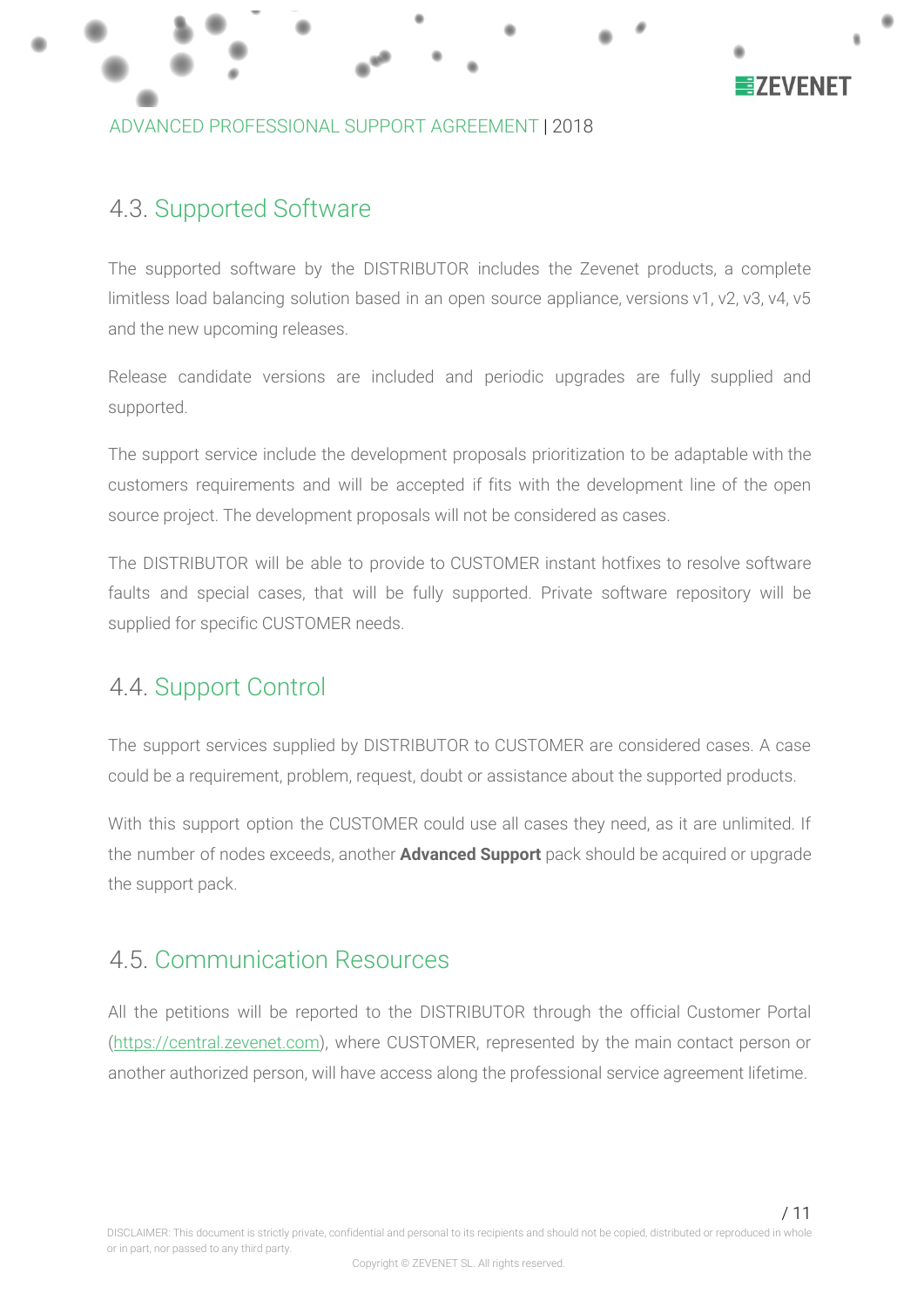## 4.3. Supported Software

The supported software by the DISTRIBUTOR includes the Zevenet products, a complete limitless load balancing solution based in an open source appliance, versions v1, v2, v3, v4, v5 and the new upcoming releases.

Release candidate versions are included and periodic upgrades are fully supplied and supported.

The support service include the development proposals prioritization to be adaptable with the customers requirements and will be accepted if fits with the development line of the open source project. The development proposals will not be considered as cases.

The DISTRIBUTOR will be able to provide to CUSTOMER instant hotfixes to resolve software faults and special cases, that will be fully supported. Private software repository will be supplied for specific CUSTOMER needs.

## 4.4. Support Control

The support services supplied by DISTRIBUTOR to CUSTOMER are considered cases. A case could be a requirement, problem, request, doubt or assistance about the supported products.

With this support option the CUSTOMER could use all cases they need, as it are unlimited. If the number of nodes exceeds, another **Advanced Support** pack should be acquired or upgrade the support pack.

## 4.5. Communication Resources

All the petitions will be reported to the DISTRIBUTOR through the official Customer Portal (https://central.zevenet.com), where CUSTOMER, represented by the main contact person or another authorized person, will have access along the professional service agreement lifetime.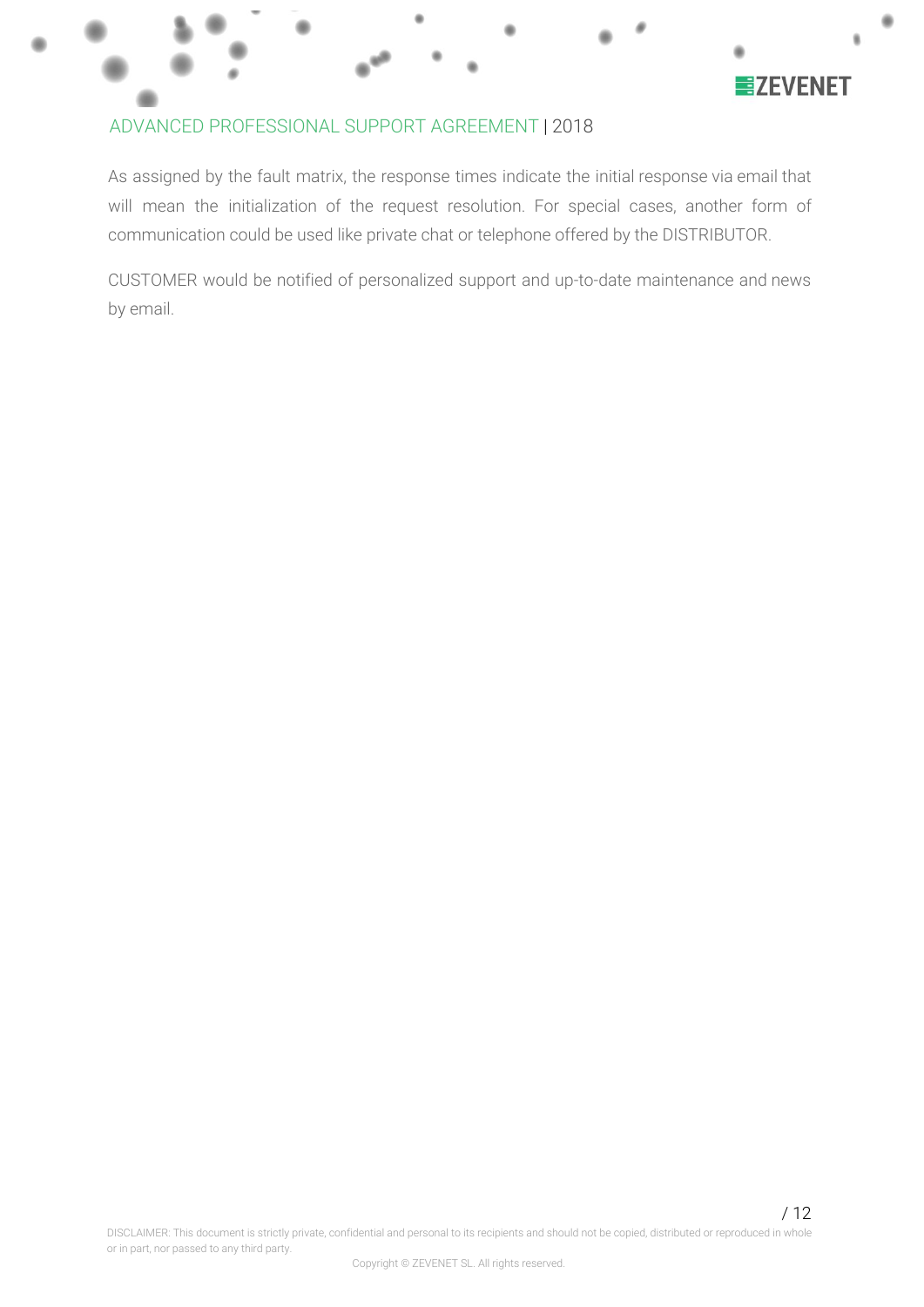As assigned by the fault matrix, the response times indicate the initial response via email that will mean the initialization of the request resolution. For special cases, another form of communication could be used like private chat or telephone offered by the DISTRIBUTOR.

CUSTOMER would be notified of personalized support and up-to-date maintenance and news by email.